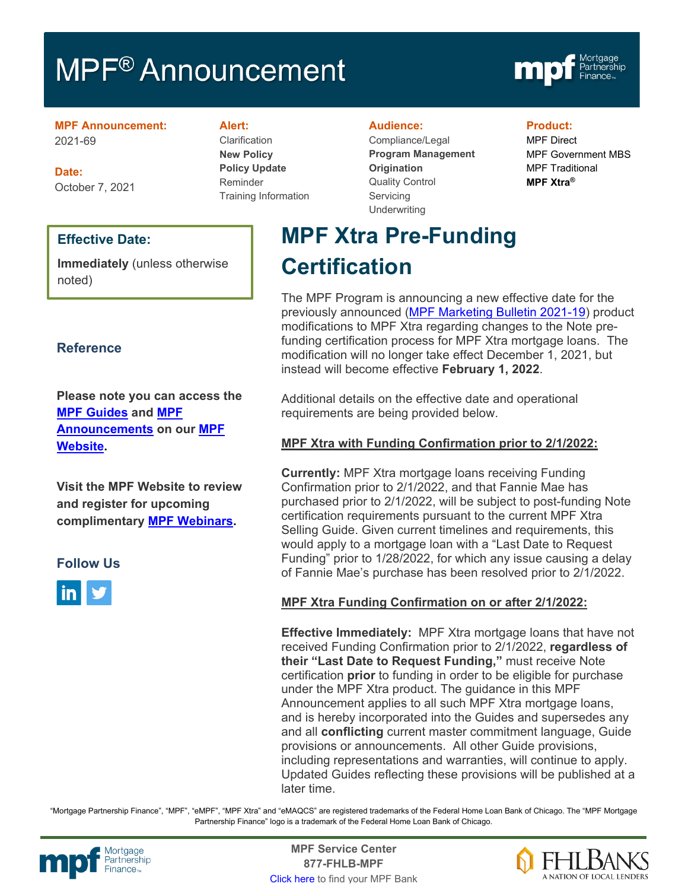# MPF® Announcement

**MPF Announcement:**
2021-69

**Date:**
October 7, 2021

**Alert:**
Clarification
**New Policy**
**Policy Update**
Reminder
Training Information

**Audience:**
Compliance/Legal
**Program Management**
**Origination**
Quality Control
Servicing
Underwriting

**Product:**
MPF Direct
MPF Government MBS
MPF Traditional
**MPF Xtra®**

**Effective Date:**

**Immediately** (unless otherwise noted)

## MPF Xtra Pre-Funding Certification

The MPF Program is announcing a new effective date for the previously announced (MPF Marketing Bulletin 2021-19) product modifications to MPF Xtra regarding changes to the Note pre-funding certification process for MPF Xtra mortgage loans. The modification will no longer take effect December 1, 2021, but instead will become effective **February 1, 2022**.

Additional details on the effective date and operational requirements are being provided below.

**MPF Xtra with Funding Confirmation prior to 2/1/2022:**

**Currently:** MPF Xtra mortgage loans receiving Funding Confirmation prior to 2/1/2022, and that Fannie Mae has purchased prior to 2/1/2022, will be subject to post-funding Note certification requirements pursuant to the current MPF Xtra Selling Guide. Given current timelines and requirements, this would apply to a mortgage loan with a "Last Date to Request Funding" prior to 1/28/2022, for which any issue causing a delay of Fannie Mae's purchase has been resolved prior to 2/1/2022.

**MPF Xtra Funding Confirmation on or after 2/1/2022:**

**Effective Immediately:** MPF Xtra mortgage loans that have not received Funding Confirmation prior to 2/1/2022, **regardless of their "Last Date to Request Funding,"** must receive Note certification **prior** to funding in order to be eligible for purchase under the MPF Xtra product. The guidance in this MPF Announcement applies to all such MPF Xtra mortgage loans, and is hereby incorporated into the Guides and supersedes any and all **conflicting** current master commitment language, Guide provisions or announcements. All other Guide provisions, including representations and warranties, will continue to apply. Updated Guides reflecting these provisions will be published at a later time.

### Reference

**Please note you can access the MPF Guides and MPF Announcements on our MPF Website.**

**Visit the MPF Website to review and register for upcoming complimentary MPF Webinars.**

### Follow Us

"Mortgage Partnership Finance", "MPF", "eMPF", "MPF Xtra" and "eMAQCS" are registered trademarks of the Federal Home Loan Bank of Chicago. The "MPF Mortgage Partnership Finance" logo is a trademark of the Federal Home Loan Bank of Chicago.

**MPF Service Center**
**877-FHLB-MPF**
Click here to find your MPF Bank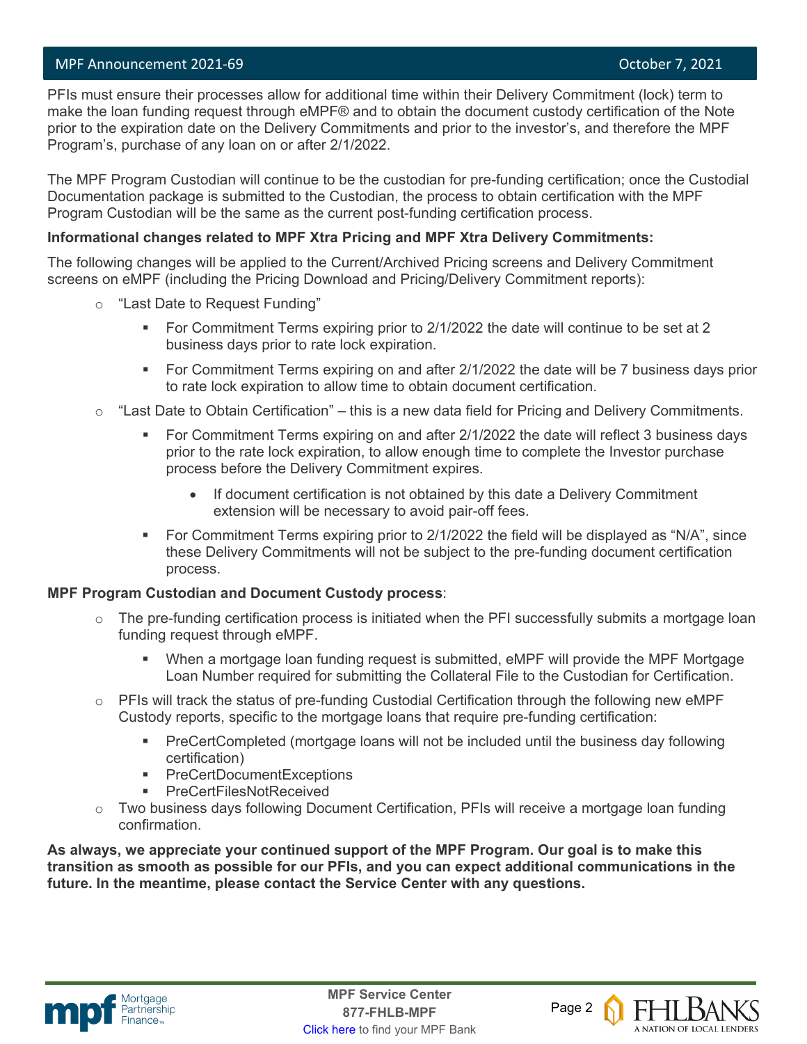PFIs must ensure their processes allow for additional time within their Delivery Commitment (lock) term to make the loan funding request through eMPF® and to obtain the document custody certification of the Note prior to the expiration date on the Delivery Commitments and prior to the investor's, and therefore the MPF Program's, purchase of any loan on or after 2/1/2022.

The MPF Program Custodian will continue to be the custodian for pre-funding certification; once the Custodial Documentation package is submitted to the Custodian, the process to obtain certification with the MPF Program Custodian will be the same as the current post-funding certification process.

**Informational changes related to MPF Xtra Pricing and MPF Xtra Delivery Commitments:**

The following changes will be applied to the Current/Archived Pricing screens and Delivery Commitment screens on eMPF (including the Pricing Download and Pricing/Delivery Commitment reports):

- "Last Date to Request Funding"
  - For Commitment Terms expiring prior to 2/1/2022 the date will continue to be set at 2 business days prior to rate lock expiration.
  - For Commitment Terms expiring on and after 2/1/2022 the date will be 7 business days prior to rate lock expiration to allow time to obtain document certification.
- "Last Date to Obtain Certification" – this is a new data field for Pricing and Delivery Commitments.
  - For Commitment Terms expiring on and after 2/1/2022 the date will reflect 3 business days prior to the rate lock expiration, to allow enough time to complete the Investor purchase process before the Delivery Commitment expires.
    - If document certification is not obtained by this date a Delivery Commitment extension will be necessary to avoid pair-off fees.
  - For Commitment Terms expiring prior to 2/1/2022 the field will be displayed as "N/A", since these Delivery Commitments will not be subject to the pre-funding document certification process.

**MPF Program Custodian and Document Custody process**:

- The pre-funding certification process is initiated when the PFI successfully submits a mortgage loan funding request through eMPF.
  - When a mortgage loan funding request is submitted, eMPF will provide the MPF Mortgage Loan Number required for submitting the Collateral File to the Custodian for Certification.
- PFIs will track the status of pre-funding Custodial Certification through the following new eMPF Custody reports, specific to the mortgage loans that require pre-funding certification:
  - PreCertCompleted (mortgage loans will not be included until the business day following certification)
  - PreCertDocumentExceptions
  - PreCertFilesNotReceived
- Two business days following Document Certification, PFIs will receive a mortgage loan funding confirmation.

**As always, we appreciate your continued support of the MPF Program. Our goal is to make this transition as smooth as possible for our PFIs, and you can expect additional communications in the future. In the meantime, please contact the Service Center with any questions.**